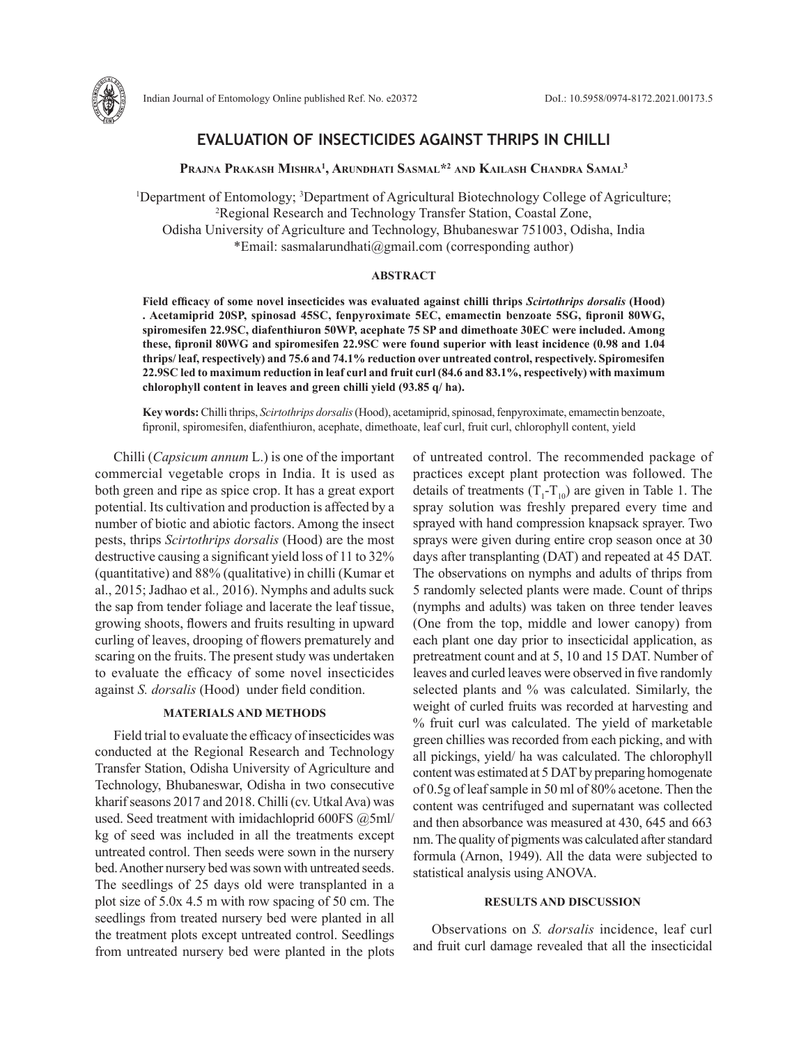# EVALUATION OF INSECTICIDES AGAINST THRIPS IN CHILLI

**Prajna Prakash Mishra[1], Arundhati Sasmal*[2] and Kailash Chandra Samal[3]**

[1]Department of Entomology; [3]Department of Agricultural Biotechnology College of Agriculture;
[2]Regional Research and Technology Transfer Station, Coastal Zone,
Odisha University of Agriculture and Technology, Bhubaneswar 751003, Odisha, India
*Email: sasmalarundhati@gmail.com (corresponding author)

## ABSTRACT

**Field efficacy of some novel insecticides was evaluated against chilli thrips *Scirtothrips dorsalis* (Hood). Acetamiprid 20SP, spinosad 45SC, fenpyroximate 5EC, emamectin benzoate 5SG, fipronil 80WG, spiromesifen 22.9SC, diafenthiuron 50WP, acephate 75 SP and dimethoate 30EC were included. Among these, fipronil 80WG and spiromesifen 22.9SC were found superior with least incidence (0.98 and 1.04 thrips/ leaf, respectively) and 75.6 and 74.1% reduction over untreated control, respectively. Spiromesifen 22.9SC led to maximum reduction in leaf curl and fruit curl (84.6 and 83.1%, respectively) with maximum chlorophyll content in leaves and green chilli yield (93.85 q/ ha).**

**Key words:** Chilli thrips, *Scirtothrips dorsalis* (Hood), acetamiprid, spinosad, fenpyroximate, emamectin benzoate, fipronil, spiromesifen, diafenthiuron, acephate, dimethoate, leaf curl, fruit curl, chlorophyll content, yield

Chilli (*Capsicum annum* L.) is one of the important commercial vegetable crops in India. It is used as both green and ripe as spice crop. It has a great export potential. Its cultivation and production is affected by a number of biotic and abiotic factors. Among the insect pests, thrips *Scirtothrips dorsalis* (Hood) are the most destructive causing a significant yield loss of 11 to 32% (quantitative) and 88% (qualitative) in chilli (Kumar et al., 2015; Jadhao et al*.,* 2016). Nymphs and adults suck the sap from tender foliage and lacerate the leaf tissue, growing shoots, flowers and fruits resulting in upward curling of leaves, drooping of flowers prematurely and scaring on the fruits. The present study was undertaken to evaluate the efficacy of some novel insecticides against *S. dorsalis* (Hood) under field condition.

## MATERIALS AND METHODS

Field trial to evaluate the efficacy of insecticides was conducted at the Regional Research and Technology Transfer Station, Odisha University of Agriculture and Technology, Bhubaneswar, Odisha in two consecutive kharif seasons 2017 and 2018. Chilli (cv. Utkal Ava) was used. Seed treatment with imidachloprid 600FS @5ml/ kg of seed was included in all the treatments except untreated control. Then seeds were sown in the nursery bed. Another nursery bed was sown with untreated seeds. The seedlings of 25 days old were transplanted in a plot size of 5.0x 4.5 m with row spacing of 50 cm. The seedlings from treated nursery bed were planted in all the treatment plots except untreated control. Seedlings from untreated nursery bed were planted in the plots of untreated control. The recommended package of practices except plant protection was followed. The details of treatments ($T_1$-$T_{10}$) are given in Table 1. The spray solution was freshly prepared every time and sprayed with hand compression knapsack sprayer. Two sprays were given during entire crop season once at 30 days after transplanting (DAT) and repeated at 45 DAT. The observations on nymphs and adults of thrips from 5 randomly selected plants were made. Count of thrips (nymphs and adults) was taken on three tender leaves (One from the top, middle and lower canopy) from each plant one day prior to insecticidal application, as pretreatment count and at 5, 10 and 15 DAT. Number of leaves and curled leaves were observed in five randomly selected plants and % was calculated. Similarly, the weight of curled fruits was recorded at harvesting and % fruit curl was calculated. The yield of marketable green chillies was recorded from each picking, and with all pickings, yield/ ha was calculated. The chlorophyll content was estimated at 5 DAT by preparing homogenate of 0.5g of leaf sample in 50 ml of 80% acetone. Then the content was centrifuged and supernatant was collected and then absorbance was measured at 430, 645 and 663 nm. The quality of pigments was calculated after standard formula (Arnon, 1949). All the data were subjected to statistical analysis using ANOVA.

## RESULTS AND DISCUSSION

Observations on *S. dorsalis* incidence, leaf curl and fruit curl damage revealed that all the insecticidal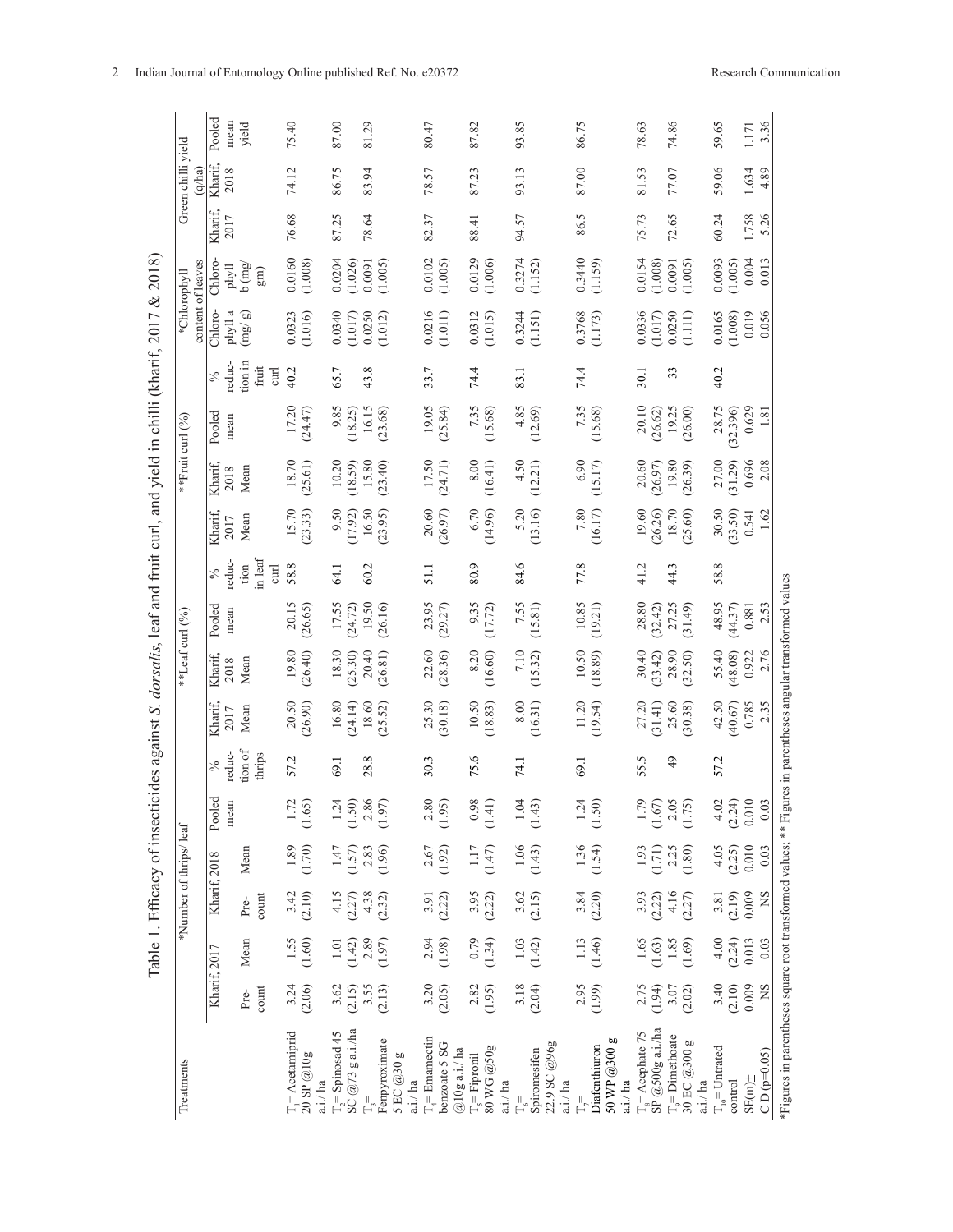Table 1. Efficacy of insecticides against *S. dorsalis*, leaf and fruit curl, and yield in chilli (kharif, 2017 & 2018)

| Treatments | *Number of thrips/ leaf | | | | | | | **Leaf curl (%) | | | | **Fruit curl (%) | | | | *Chlorophyll content of leaves | | Green chilli yield (q/ha) | | |
|---|---|---|---|---|---|---|---|---|---|---|---|---|---|---|---|---|---|---|---|---|
| | Kharif, 2017 | | Kharif, 2018 | | Pooled mean | % reduction of thrips | | Kharif, 2017 Mean | Kharif, 2018 Mean | Pooled mean | % reduction in leaf curl | Kharif, 2017 Mean | Kharif, 2018 Mean | Pooled mean | % reduction in fruit curl | Chlorophyll a (mg/ g) | Chlorophyll b (mg/ gm) | Kharif, 2017 | Kharif, 2018 | Pooled mean yield |
| | Pre-count | Mean | Pre-count | Mean | | | | | | | | | | | | | | | | |
| $T_1$= Acetamiprid 20 SP @10g a.i./ ha | 3.24 (2.06) | 1.55 (1.60) | 3.42 (2.10) | 1.89 (1.70) | 1.72 (1.65) | 57.2 | | 20.50 (26.90) | 19.80 (26.40) | 20.15 (26.65) | 58.8 | 15.70 (23.33) | 18.70 (25.61) | 17.20 (24.47) | 40.2 | 0.0323 (1.016) | 0.0160 (1.008) | 76.68 | 74.12 | 75.40 |
| $T_2$= Spinosad 45 SC @73 g a.i./ha | 3.62 (2.15) | 1.01 (1.42) | 4.15 (2.27) | 1.47 (1.57) | 1.24 (1.50) | 69.1 | | 16.80 (24.14) | 18.30 (25.30) | 17.55 (24.72) | 64.1 | 9.50 (17.92) | 10.20 (18.59) | 9.85 (18.25) | 65.7 | 0.0340 (1.017) | 0.0204 (1.026) | 87.25 | 86.75 | 87.00 |
| $T_3$= Fenpyroximate 5 EC @30 g a.i./ ha | 3.55 (2.13) | 2.89 (1.97) | 4.38 (2.32) | 2.83 (1.96) | 2.86 (1.97) | 28.8 | | 18.60 (25.52) | 20.40 (26.81) | 19.50 (26.16) | 60.2 | 16.50 (23.95) | 15.80 (23.40) | 16.15 (23.68) | 43.8 | 0.0250 (1.012) | 0.0091 (1.005) | 78.64 | 83.94 | 81.29 |
| $T_4$= Emamectin benzoate 5 SG @10g a.i./ ha | 3.20 (2.05) | 2.94 (1.98) | 3.91 (2.22) | 2.67 (1.92) | 2.80 (1.95) | 30.3 | | 25.30 (30.18) | 22.60 (28.36) | 23.95 (29.27) | 51.1 | 20.60 (26.97) | 17.50 (24.71) | 19.05 (25.84) | 33.7 | 0.0216 (1.011) | 0.0102 (1.005) | 82.37 | 78.57 | 80.47 |
| $T_5$= Fipronil 80 WG @50g a.i./ ha | 2.82 (1.95) | 0.79 (1.34) | 3.95 (2.22) | 1.17 (1.47) | 0.98 (1.41) | 75.6 | | 10.50 (18.83) | 8.20 (16.60) | 9.35 (17.72) | 80.9 | 6.70 (14.96) | 8.00 (16.41) | 7.35 (15.68) | 74.4 | 0.0312 (1.015) | 0.0129 (1.006) | 88.41 | 87.23 | 87.82 |
| $T_6$= Spiromesifen 22.9 SC @96g a.i./ ha | 3.18 (2.04) | 1.03 (1.42) | 3.62 (2.15) | 1.06 (1.43) | 1.04 (1.43) | 74.1 | | 8.00 (16.31) | 7.10 (15.32) | 7.55 (15.81) | 84.6 | 5.20 (13.16) | 4.50 (12.21) | 4.85 (12.69) | 83.1 | 0.3244 (1.151) | 0.3274 (1.152) | 94.57 | 93.13 | 93.85 |
| $T_7$= Diafenthiuron 50 WP @300 g a.i./ ha | 2.95 (1.99) | 1.13 (1.46) | 3.84 (2.20) | 1.36 (1.54) | 1.24 (1.50) | 69.1 | | 11.20 (19.54) | 10.50 (18.89) | 10.85 (19.21) | 77.8 | 7.80 (16.17) | 6.90 (15.17) | 7.35 (15.68) | 74.4 | 0.3768 (1.173) | 0.3440 (1.159) | 86.5 | 87.00 | 86.75 |
| $T_8$= Acephate 75 SP @500g a.i./ha | 2.75 (1.94) | 1.65 (1.63) | 3.93 (2.22) | 1.93 (1.71) | 1.79 (1.67) | 55.5 | | 27.20 (31.41) | 30.40 (33.42) | 28.80 (32.42) | 41.2 | 19.60 (26.26) | 20.60 (26.97) | 20.10 (26.62) | 30.1 | 0.0336 (1.017) | 0.0154 (1.008) | 75.73 | 81.53 | 78.63 |
| $T_9$= Dimethoate 30 EC @300 g a.i./ ha | 3.07 (2.02) | 1.85 (1.69) | 4.16 (2.27) | 2.25 (1.80) | 2.05 (1.75) | 49 | | 25.60 (30.38) | 28.90 (32.50) | 27.25 (31.49) | 44.3 | 18.70 (25.60) | 19.80 (26.39) | 19.25 (26.00) | 33 | 0.0250 (1.111) | 0.0091 (1.005) | 72.65 | 77.07 | 74.86 |
| $T_{10}$= Untreated control | 3.40 (2.10) | 4.00 (2.24) | 3.81 (2.19) | 4.05 (2.25) | 4.02 (2.24) | 57.2 | | 42.50 (40.67) | 55.40 (48.08) | 48.95 (44.37) | 58.8 | 30.50 (33.50) | 27.00 (31.29) | 28.75 (32.396) | 40.2 | 0.0165 (1.008) | 0.0093 (1.005) | 60.24 | 59.06 | 59.65 |
| SE(m)± | 0.009 | 0.013 | 0.009 | 0.010 | 0.010 | | | 0.785 | 0.922 | 0.881 | | 0.541 | 0.696 | 0.629 | | 0.019 | 0.004 | 1.758 | 1.634 | 1.171 |
| C D (p=0.05) | NS | 0.03 | NS | 0.03 | 0.03 | | | 2.35 | 2.76 | 2.53 | | 1.62 | 2.08 | 1.81 | | 0.056 | 0.013 | 5.26 | 4.89 | 3.36 |

*Figures in parentheses square root transformed values; ** Figures in parentheses angular transformed values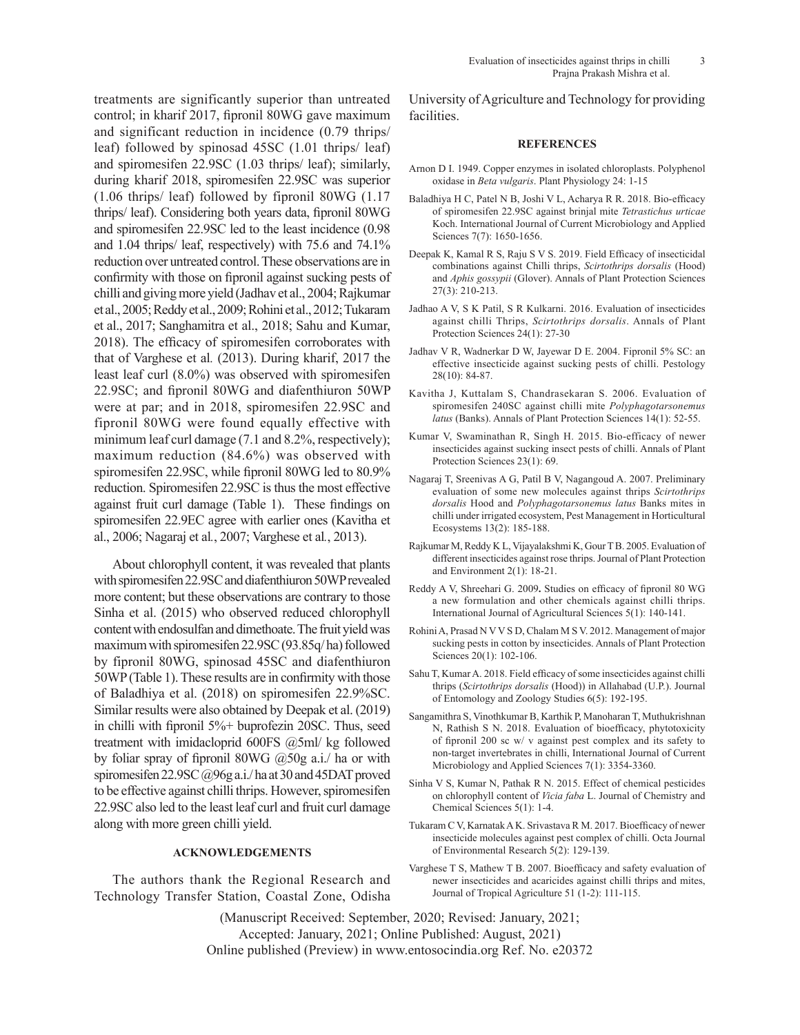treatments are significantly superior than untreated control; in kharif 2017, fipronil 80WG gave maximum and significant reduction in incidence (0.79 thrips/ leaf) followed by spinosad 45SC (1.01 thrips/ leaf) and spiromesifen 22.9SC (1.03 thrips/ leaf); similarly, during kharif 2018, spiromesifen 22.9SC was superior (1.06 thrips/ leaf) followed by fipronil 80WG (1.17 thrips/ leaf). Considering both years data, fipronil 80WG and spiromesifen 22.9SC led to the least incidence (0.98 and 1.04 thrips/ leaf, respectively) with 75.6 and 74.1% reduction over untreated control. These observations are in confirmity with those on fipronil against sucking pests of chilli and giving more yield (Jadhav et al., 2004; Rajkumar et al., 2005; Reddy et al., 2009; Rohini et al., 2012; Tukaram et al., 2017; Sanghamitra et al., 2018; Sahu and Kumar, 2018). The efficacy of spiromesifen corroborates with that of Varghese et al. (2013). During kharif, 2017 the least leaf curl (8.0%) was observed with spiromesifen 22.9SC; and fipronil 80WG and diafenthiuron 50WP were at par; and in 2018, spiromesifen 22.9SC and fipronil 80WG were found equally effective with minimum leaf curl damage (7.1 and 8.2%, respectively); maximum reduction (84.6%) was observed with spiromesifen 22.9SC, while fipronil 80WG led to 80.9% reduction. Spiromesifen 22.9SC is thus the most effective against fruit curl damage (Table 1). These findings on spiromesifen 22.9EC agree with earlier ones (Kavitha et al., 2006; Nagaraj et al., 2007; Varghese et al., 2013).

About chlorophyll content, it was revealed that plants with spiromesifen 22.9SC and diafenthiuron 50WP revealed more content; but these observations are contrary to those Sinha et al. (2015) who observed reduced chlorophyll content with endosulfan and dimethoate. The fruit yield was maximum with spiromesifen 22.9SC (93.85q/ ha) followed by fipronil 80WG, spinosad 45SC and diafenthiuron 50WP (Table 1). These results are in confirmity with those of Baladhiya et al. (2018) on spiromesifen 22.9%SC. Similar results were also obtained by Deepak et al. (2019) in chilli with fipronil 5%+ buprofezin 20SC. Thus, seed treatment with imidacloprid 600FS @5ml/ kg followed by foliar spray of fipronil 80WG @50g a.i./ ha or with spiromesifen 22.9SC @96g a.i./ ha at 30 and 45DAT proved to be effective against chilli thrips. However, spiromesifen 22.9SC also led to the least leaf curl and fruit curl damage along with more green chilli yield.

## ACKNOWLEDGEMENTS

The authors thank the Regional Research and Technology Transfer Station, Coastal Zone, Odisha University of Agriculture and Technology for providing facilities.

## REFERENCES

Arnon D I. 1949. Copper enzymes in isolated chloroplasts. Polyphenol oxidase in *Beta vulgaris*. Plant Physiology 24: 1-15

Baladhiya H C, Patel N B, Joshi V L, Acharya R R. 2018. Bio-efficacy of spiromesifen 22.9SC against brinjal mite *Tetrastichus urticae* Koch. International Journal of Current Microbiology and Applied Sciences 7(7): 1650-1656.

Deepak K, Kamal R S, Raju S V S. 2019. Field Efficacy of insecticidal combinations against Chilli thrips, *Scirtothrips dorsalis* (Hood) and *Aphis gossypii* (Glover). Annals of Plant Protection Sciences 27(3): 210-213.

Jadhao A V, S K Patil, S R Kulkarni. 2016. Evaluation of insecticides against chilli Thrips, *Scirtothrips dorsalis*. Annals of Plant Protection Sciences 24(1): 27-30

Jadhav V R, Wadnerkar D W, Jayewar D E. 2004. Fipronil 5% SC: an effective insecticide against sucking pests of chilli. Pestology 28(10): 84-87.

Kavitha J, Kuttalam S, Chandrasekaran S. 2006. Evaluation of spiromesifen 240SC against chilli mite *Polyphagotarsonemus latus* (Banks). Annals of Plant Protection Sciences 14(1): 52-55.

Kumar V, Swaminathan R, Singh H. 2015. Bio-efficacy of newer insecticides against sucking insect pests of chilli. Annals of Plant Protection Sciences 23(1): 69.

Nagaraj T, Sreenivas A G, Patil B V, Nagangoud A. 2007. Preliminary evaluation of some new molecules against thrips *Scirtothrips dorsalis* Hood and *Polyphagotarsonemus latus* Banks mites in chilli under irrigated ecosystem, Pest Management in Horticultural Ecosystems 13(2): 185-188.

Rajkumar M, Reddy K L, Vijayalakshmi K, Gour T B. 2005. Evaluation of different insecticides against rose thrips. Journal of Plant Protection and Environment 2(1): 18-21.

Reddy A V, Shreehari G. 2009**.** Studies on efficacy of fipronil 80 WG a new formulation and other chemicals against chilli thrips. International Journal of Agricultural Sciences 5(1): 140-141.

Rohini A, Prasad N V V S D, Chalam M S V. 2012. Management of major sucking pests in cotton by insecticides. Annals of Plant Protection Sciences 20(1): 102-106.

Sahu T, Kumar A. 2018. Field efficacy of some insecticides against chilli thrips (*Scirtothrips dorsalis* (Hood)) in Allahabad (U.P.). Journal of Entomology and Zoology Studies 6(5): 192-195.

Sangamithra S, Vinothkumar B, Karthik P, Manoharan T, Muthukrishnan N, Rathish S N. 2018. Evaluation of bioefficacy, phytotoxicity of fipronil 200 sc w/ v against pest complex and its safety to non-target invertebrates in chilli, International Journal of Current Microbiology and Applied Sciences 7(1): 3354-3360.

Sinha V S, Kumar N, Pathak R N. 2015. Effect of chemical pesticides on chlorophyll content of *Vicia faba* L. Journal of Chemistry and Chemical Sciences 5(1): 1-4.

Tukaram C V, Karnatak A K. Srivastava R M. 2017. Bioefficacy of newer insecticide molecules against pest complex of chilli. Octa Journal of Environmental Research 5(2): 129-139.

Varghese T S, Mathew T B. 2007. Bioefficacy and safety evaluation of newer insecticides and acaricides against chilli thrips and mites, Journal of Tropical Agriculture 51 (1-2): 111-115.

(Manuscript Received: September, 2020; Revised: January, 2021; Accepted: January, 2021; Online Published: August, 2021)
Online published (Preview) in www.entosocindia.org Ref. No. e20372